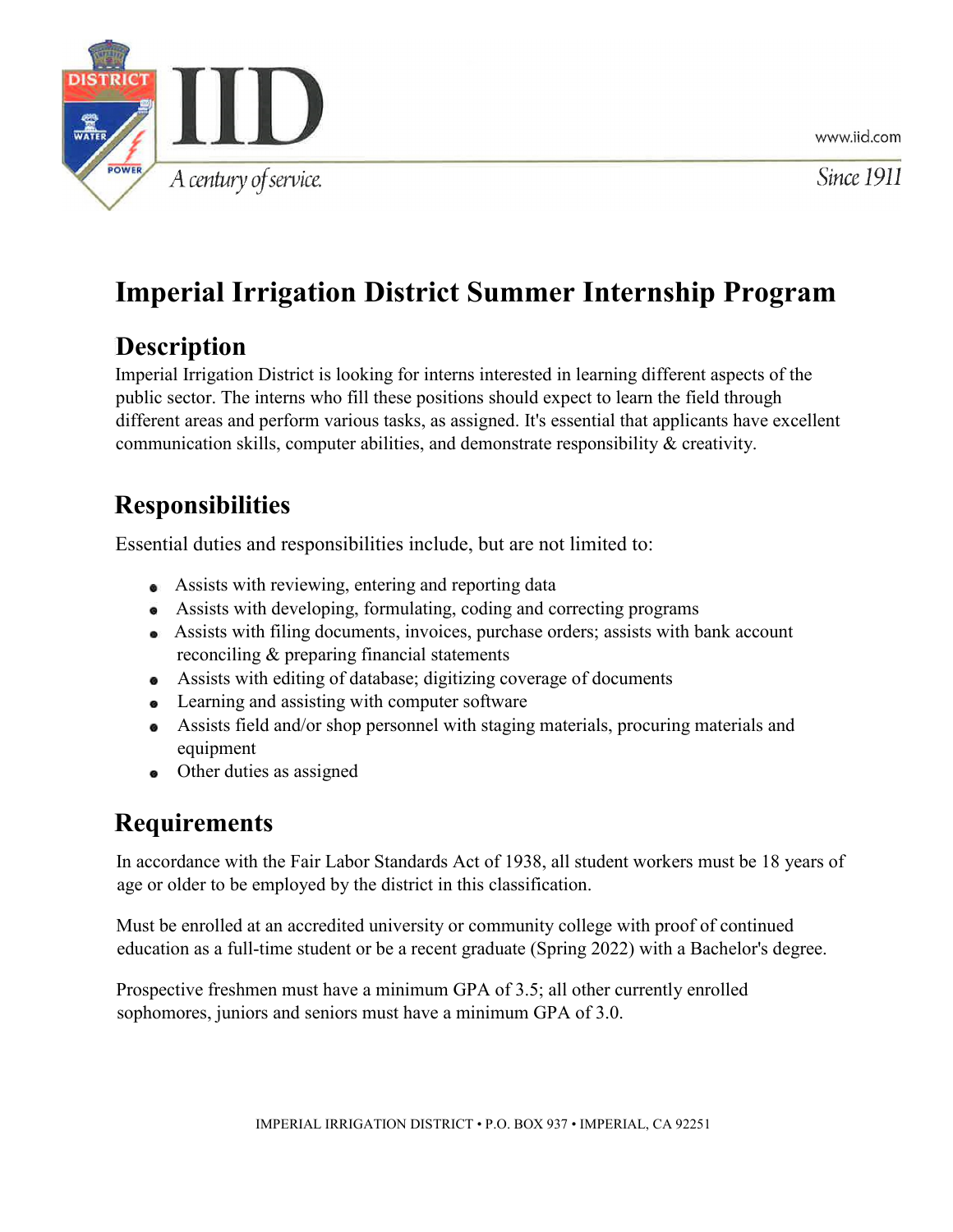IID

*A century of service.*

www.iid.com

*Since 1911*

# Imperial Irrigation District Summer Internship Program

## Description

Imperial Irrigation District is looking for interns interested in learning different aspects of the public sector. The interns who fill these positions should expect to learn the field through different areas and perform various tasks, as assigned. It's essential that applicants have excellent communication skills, computer abilities, and demonstrate responsibility & creativity.

## Responsibilities

Essential duties and responsibilities include, but are not limited to:

- Assists with reviewing, entering and reporting data
- Assists with developing, formulating, coding and correcting programs
- Assists with filing documents, invoices, purchase orders; assists with bank account reconciling & preparing financial statements
- Assists with editing of database; digitizing coverage of documents
- Learning and assisting with computer software
- Assists field and/or shop personnel with staging materials, procuring materials and equipment
- Other duties as assigned

## Requirements

In accordance with the Fair Labor Standards Act of 1938, all student workers must be 18 years of age or older to be employed by the district in this classification.

Must be enrolled at an accredited university or community college with proof of continued education as a full-time student or be a recent graduate (Spring 2022) with a Bachelor's degree.

Prospective freshmen must have a minimum GPA of 3.5; all other currently enrolled sophomores, juniors and seniors must have a minimum GPA of 3.0.

IMPERIAL IRRIGATION DISTRICT • P.O. BOX 937 • IMPERIAL, CA 92251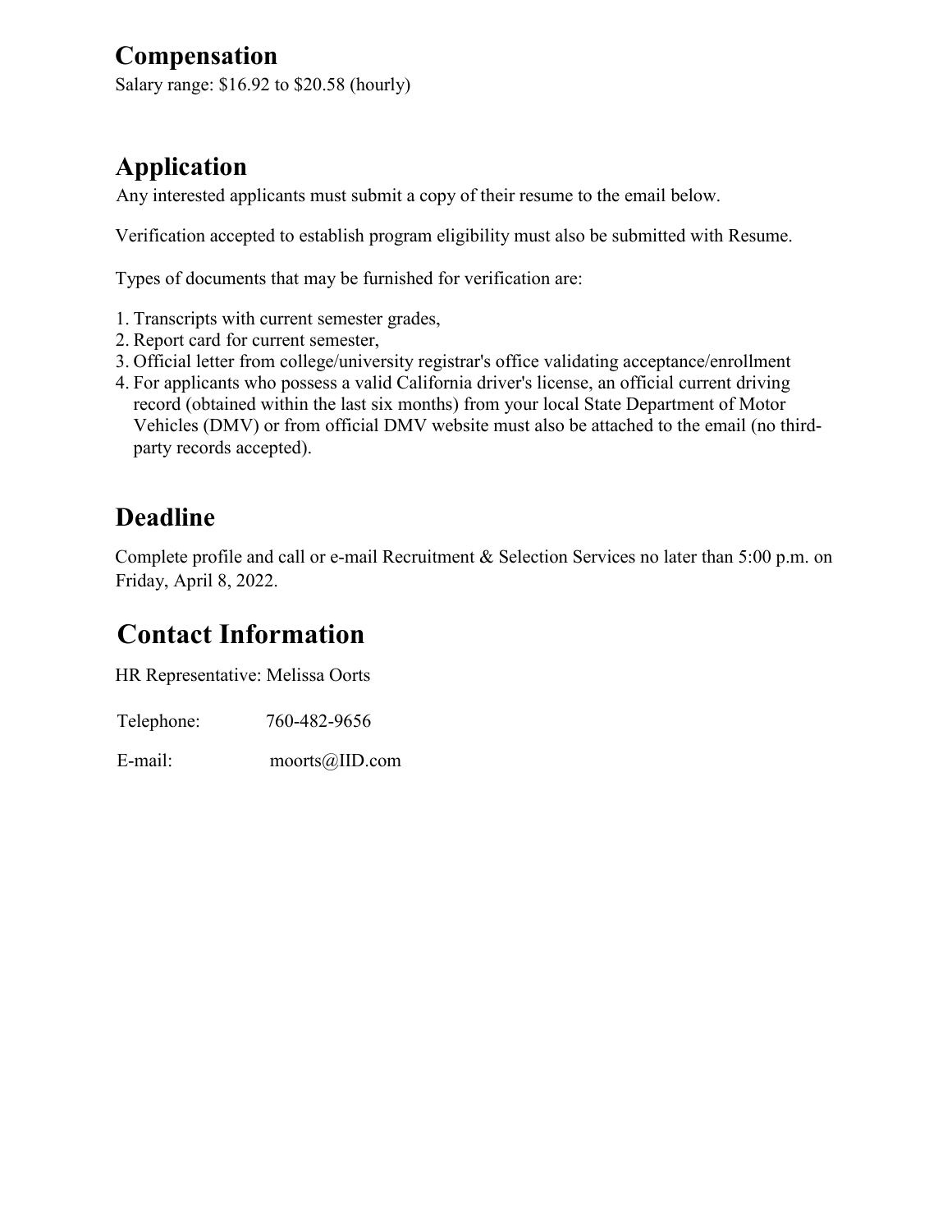## Compensation

Salary range: $16.92 to $20.58 (hourly)

## Application

Any interested applicants must submit a copy of their resume to the email below.

Verification accepted to establish program eligibility must also be submitted with Resume.

Types of documents that may be furnished for verification are:

1. Transcripts with current semester grades,
2. Report card for current semester,
3. Official letter from college/university registrar's office validating acceptance/enrollment
4. For applicants who possess a valid California driver's license, an official current driving record (obtained within the last six months) from your local State Department of Motor Vehicles (DMV) or from official DMV website must also be attached to the email (no third-party records accepted).

## Deadline

Complete profile and call or e-mail Recruitment & Selection Services no later than 5:00 p.m. on Friday, April 8, 2022.

## Contact Information

HR Representative: Melissa Oorts

Telephone: 760-482-9656

E-mail: moorts@IID.com